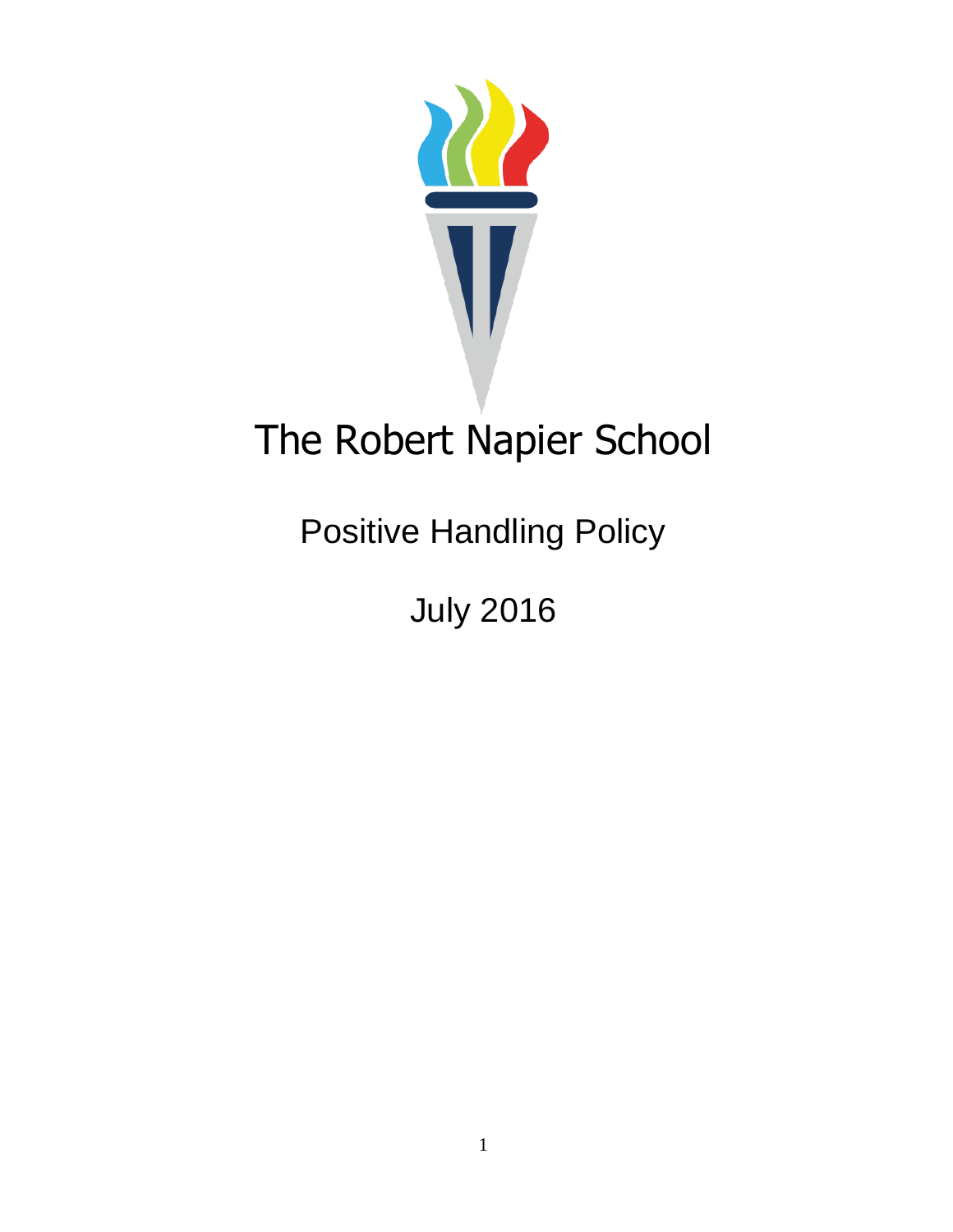# The Robert Napier School

## Positive Handling Policy

## July 2016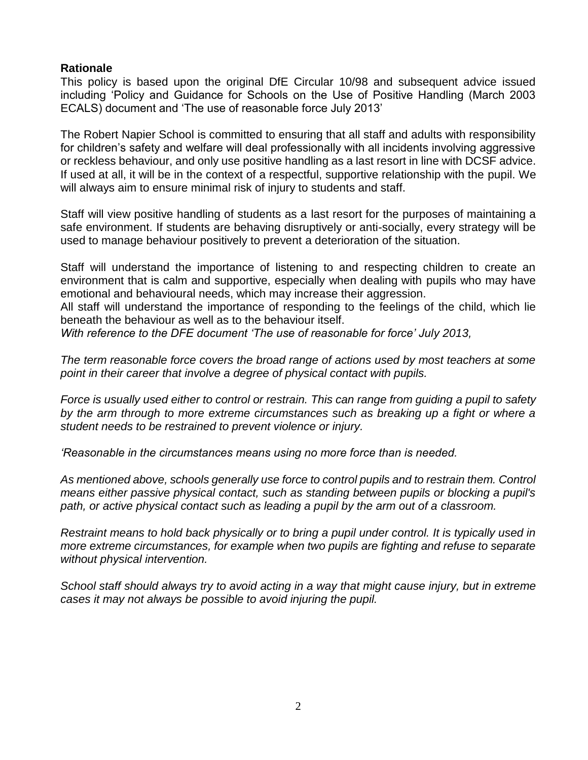**Rationale**

This policy is based upon the original DfE Circular 10/98 and subsequent advice issued including 'Policy and Guidance for Schools on the Use of Positive Handling (March 2003 ECALS) document and 'The use of reasonable force July 2013'

The Robert Napier School is committed to ensuring that all staff and adults with responsibility for children's safety and welfare will deal professionally with all incidents involving aggressive or reckless behaviour, and only use positive handling as a last resort in line with DCSF advice. If used at all, it will be in the context of a respectful, supportive relationship with the pupil. We will always aim to ensure minimal risk of injury to students and staff.

Staff will view positive handling of students as a last resort for the purposes of maintaining a safe environment. If students are behaving disruptively or anti-socially, every strategy will be used to manage behaviour positively to prevent a deterioration of the situation.

Staff will understand the importance of listening to and respecting children to create an environment that is calm and supportive, especially when dealing with pupils who may have emotional and behavioural needs, which may increase their aggression.
All staff will understand the importance of responding to the feelings of the child, which lie beneath the behaviour as well as to the behaviour itself.
*With reference to the DFE document 'The use of reasonable for force' July 2013,*

*The term reasonable force covers the broad range of actions used by most teachers at some point in their career that involve a degree of physical contact with pupils.*

*Force is usually used either to control or restrain. This can range from guiding a pupil to safety by the arm through to more extreme circumstances such as breaking up a fight or where a student needs to be restrained to prevent violence or injury.*

*'Reasonable in the circumstances means using no more force than is needed.*

*As mentioned above, schools generally use force to control pupils and to restrain them. Control means either passive physical contact, such as standing between pupils or blocking a pupil's path, or active physical contact such as leading a pupil by the arm out of a classroom.*

*Restraint means to hold back physically or to bring a pupil under control. It is typically used in more extreme circumstances, for example when two pupils are fighting and refuse to separate without physical intervention.*

*School staff should always try to avoid acting in a way that might cause injury, but in extreme cases it may not always be possible to avoid injuring the pupil.*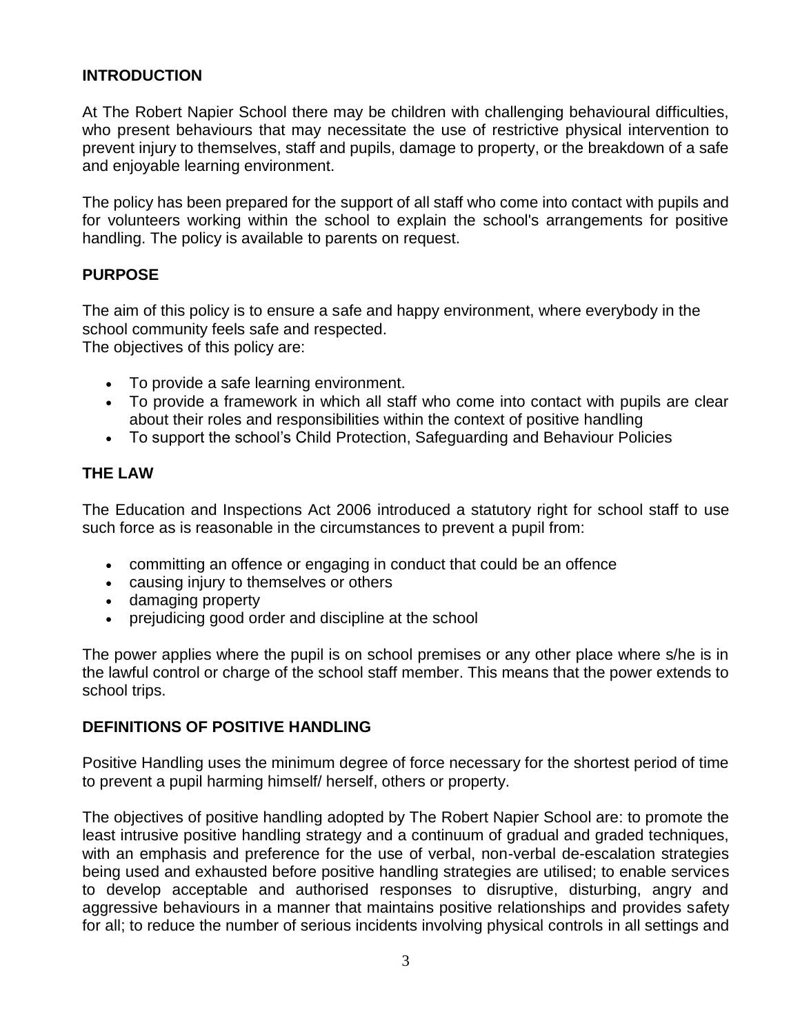## INTRODUCTION

At The Robert Napier School there may be children with challenging behavioural difficulties, who present behaviours that may necessitate the use of restrictive physical intervention to prevent injury to themselves, staff and pupils, damage to property, or the breakdown of a safe and enjoyable learning environment.

The policy has been prepared for the support of all staff who come into contact with pupils and for volunteers working within the school to explain the school's arrangements for positive handling. The policy is available to parents on request.

## PURPOSE

The aim of this policy is to ensure a safe and happy environment, where everybody in the school community feels safe and respected.
The objectives of this policy are:

- To provide a safe learning environment.
- To provide a framework in which all staff who come into contact with pupils are clear about their roles and responsibilities within the context of positive handling
- To support the school's Child Protection, Safeguarding and Behaviour Policies

## THE LAW

The Education and Inspections Act 2006 introduced a statutory right for school staff to use such force as is reasonable in the circumstances to prevent a pupil from:

- committing an offence or engaging in conduct that could be an offence
- causing injury to themselves or others
- damaging property
- prejudicing good order and discipline at the school

The power applies where the pupil is on school premises or any other place where s/he is in the lawful control or charge of the school staff member. This means that the power extends to school trips.

## DEFINITIONS OF POSITIVE HANDLING

Positive Handling uses the minimum degree of force necessary for the shortest period of time to prevent a pupil harming himself/ herself, others or property.

The objectives of positive handling adopted by The Robert Napier School are: to promote the least intrusive positive handling strategy and a continuum of gradual and graded techniques, with an emphasis and preference for the use of verbal, non-verbal de-escalation strategies being used and exhausted before positive handling strategies are utilised; to enable services to develop acceptable and authorised responses to disruptive, disturbing, angry and aggressive behaviours in a manner that maintains positive relationships and provides safety for all; to reduce the number of serious incidents involving physical controls in all settings and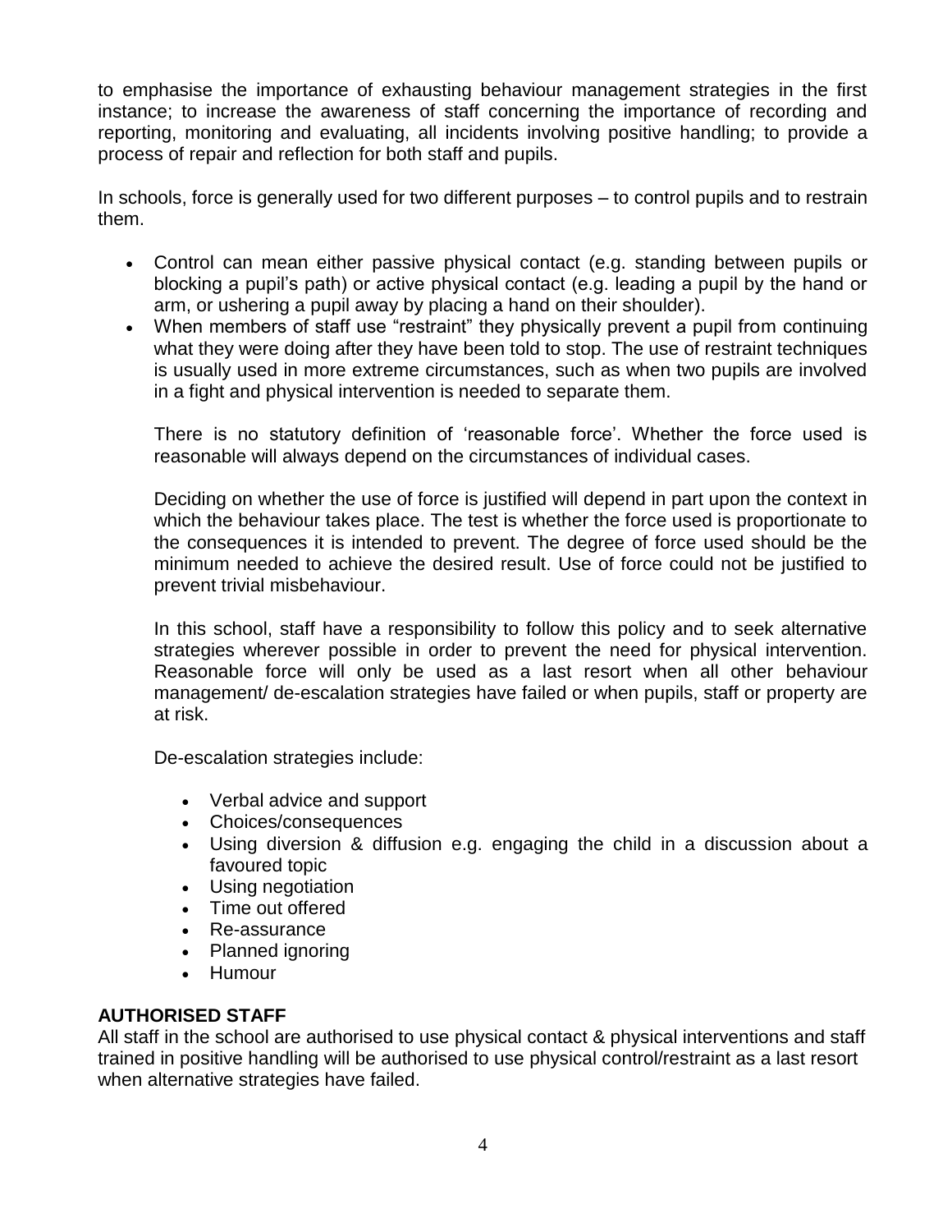to emphasise the importance of exhausting behaviour management strategies in the first instance; to increase the awareness of staff concerning the importance of recording and reporting, monitoring and evaluating, all incidents involving positive handling; to provide a process of repair and reflection for both staff and pupils.

In schools, force is generally used for two different purposes – to control pupils and to restrain them.

- Control can mean either passive physical contact (e.g. standing between pupils or blocking a pupil's path) or active physical contact (e.g. leading a pupil by the hand or arm, or ushering a pupil away by placing a hand on their shoulder).
- When members of staff use "restraint" they physically prevent a pupil from continuing what they were doing after they have been told to stop. The use of restraint techniques is usually used in more extreme circumstances, such as when two pupils are involved in a fight and physical intervention is needed to separate them.

  There is no statutory definition of 'reasonable force'. Whether the force used is reasonable will always depend on the circumstances of individual cases.

  Deciding on whether the use of force is justified will depend in part upon the context in which the behaviour takes place. The test is whether the force used is proportionate to the consequences it is intended to prevent. The degree of force used should be the minimum needed to achieve the desired result. Use of force could not be justified to prevent trivial misbehaviour.

  In this school, staff have a responsibility to follow this policy and to seek alternative strategies wherever possible in order to prevent the need for physical intervention. Reasonable force will only be used as a last resort when all other behaviour management/ de-escalation strategies have failed or when pupils, staff or property are at risk.

  De-escalation strategies include:

  - Verbal advice and support
  - Choices/consequences
  - Using diversion & diffusion e.g. engaging the child in a discussion about a favoured topic
  - Using negotiation
  - Time out offered
  - Re-assurance
  - Planned ignoring
  - Humour

**AUTHORISED STAFF**

All staff in the school are authorised to use physical contact & physical interventions and staff trained in positive handling will be authorised to use physical control/restraint as a last resort when alternative strategies have failed.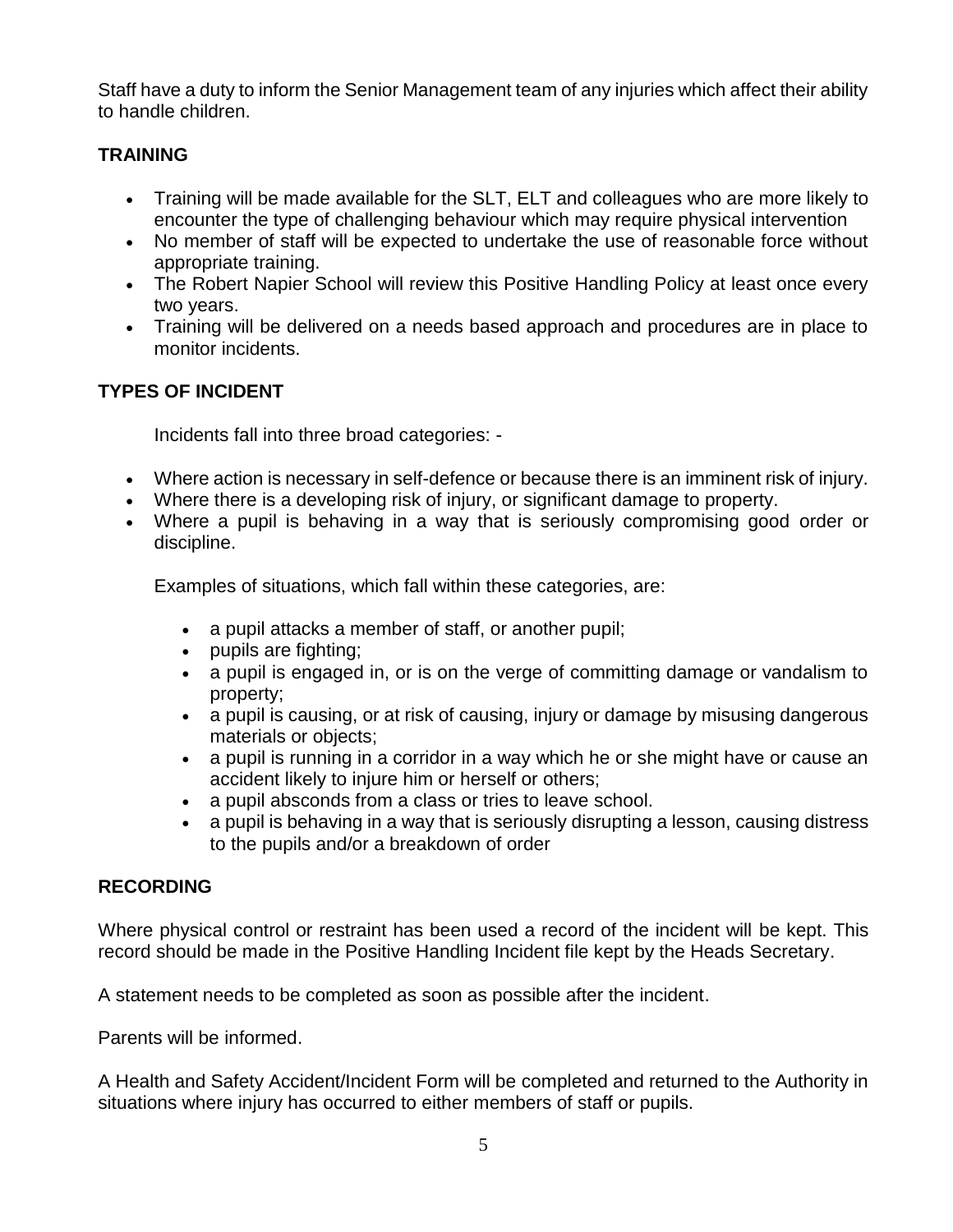Staff have a duty to inform the Senior Management team of any injuries which affect their ability to handle children.

## TRAINING

- Training will be made available for the SLT, ELT and colleagues who are more likely to encounter the type of challenging behaviour which may require physical intervention
- No member of staff will be expected to undertake the use of reasonable force without appropriate training.
- The Robert Napier School will review this Positive Handling Policy at least once every two years.
- Training will be delivered on a needs based approach and procedures are in place to monitor incidents.

## TYPES OF INCIDENT

Incidents fall into three broad categories: -

- Where action is necessary in self-defence or because there is an imminent risk of injury.
- Where there is a developing risk of injury, or significant damage to property.
- Where a pupil is behaving in a way that is seriously compromising good order or discipline.

Examples of situations, which fall within these categories, are:

- a pupil attacks a member of staff, or another pupil;
- pupils are fighting;
- a pupil is engaged in, or is on the verge of committing damage or vandalism to property;
- a pupil is causing, or at risk of causing, injury or damage by misusing dangerous materials or objects;
- a pupil is running in a corridor in a way which he or she might have or cause an accident likely to injure him or herself or others;
- a pupil absconds from a class or tries to leave school.
- a pupil is behaving in a way that is seriously disrupting a lesson, causing distress to the pupils and/or a breakdown of order

## RECORDING

Where physical control or restraint has been used a record of the incident will be kept. This record should be made in the Positive Handling Incident file kept by the Heads Secretary.

A statement needs to be completed as soon as possible after the incident.

Parents will be informed.

A Health and Safety Accident/Incident Form will be completed and returned to the Authority in situations where injury has occurred to either members of staff or pupils.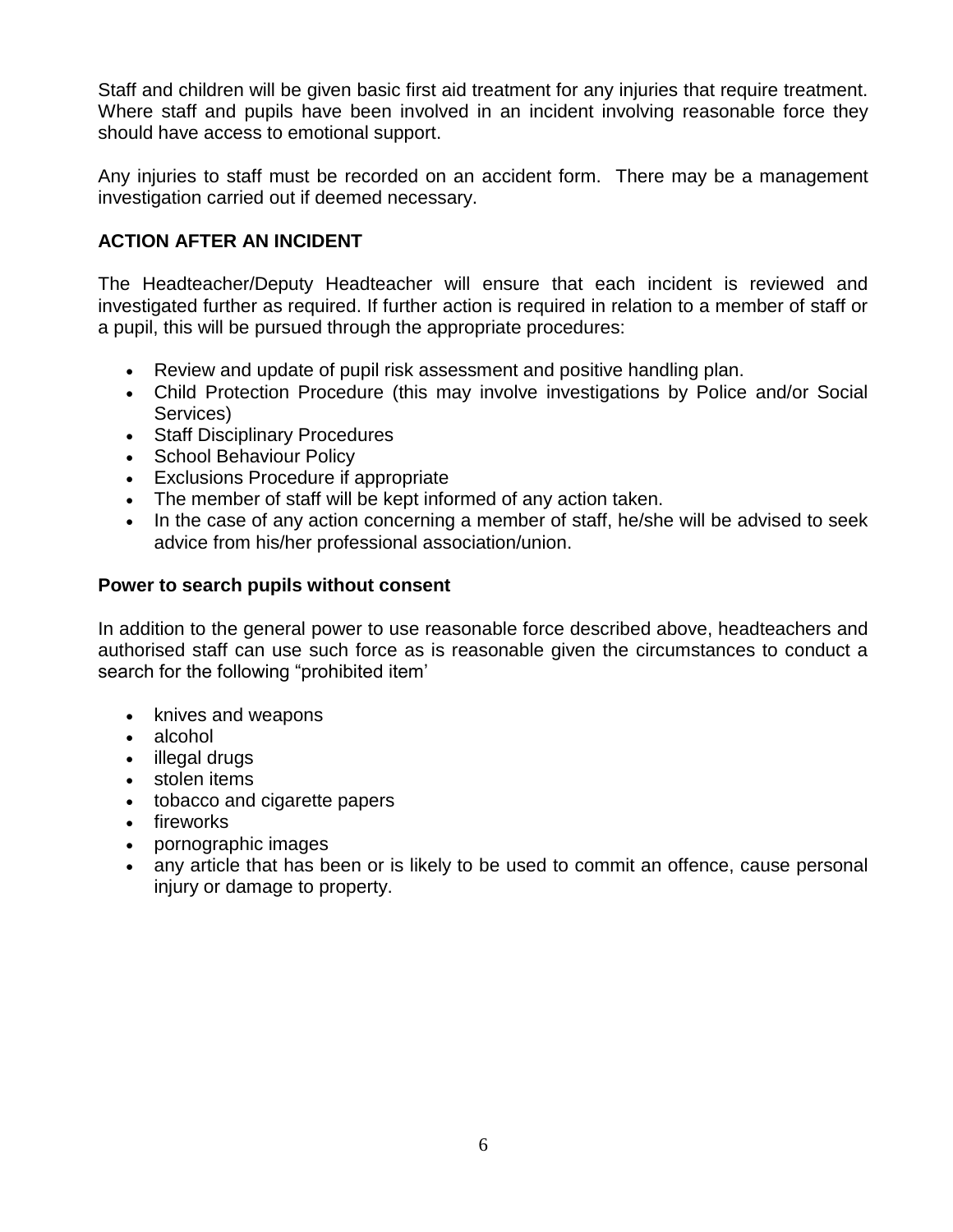Staff and children will be given basic first aid treatment for any injuries that require treatment. Where staff and pupils have been involved in an incident involving reasonable force they should have access to emotional support.

Any injuries to staff must be recorded on an accident form. There may be a management investigation carried out if deemed necessary.

## ACTION AFTER AN INCIDENT

The Headteacher/Deputy Headteacher will ensure that each incident is reviewed and investigated further as required. If further action is required in relation to a member of staff or a pupil, this will be pursued through the appropriate procedures:

- Review and update of pupil risk assessment and positive handling plan.
- Child Protection Procedure (this may involve investigations by Police and/or Social Services)
- Staff Disciplinary Procedures
- School Behaviour Policy
- Exclusions Procedure if appropriate
- The member of staff will be kept informed of any action taken.
- In the case of any action concerning a member of staff, he/she will be advised to seek advice from his/her professional association/union.

### Power to search pupils without consent

In addition to the general power to use reasonable force described above, headteachers and authorised staff can use such force as is reasonable given the circumstances to conduct a search for the following "prohibited item'

- knives and weapons
- alcohol
- illegal drugs
- stolen items
- tobacco and cigarette papers
- fireworks
- pornographic images
- any article that has been or is likely to be used to commit an offence, cause personal injury or damage to property.